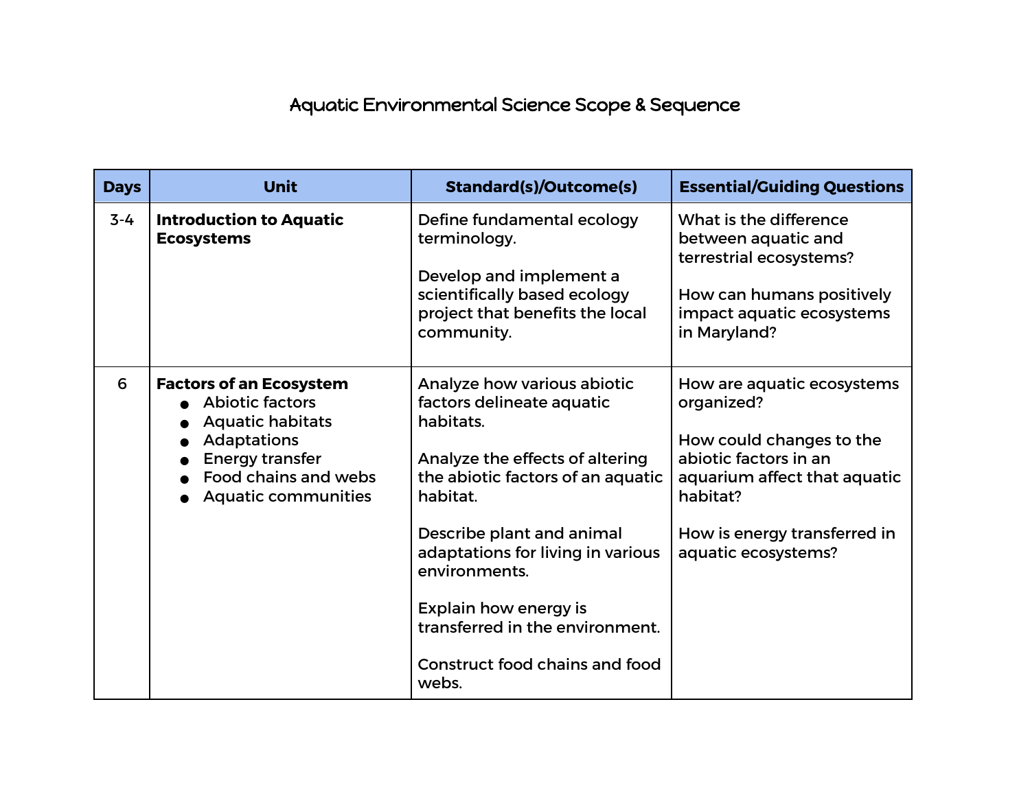# Aquatic Environmental Science Scope & Sequence

| Days | Unit | Standard(s)/Outcome(s) | Essential/Guiding Questions |
|---|---|---|---|
| 3-4 | **Introduction to Aquatic Ecosystems** | Define fundamental ecology terminology.<br><br>Develop and implement a scientifically based ecology project that benefits the local community. | What is the difference between aquatic and terrestrial ecosystems?<br><br>How can humans positively impact aquatic ecosystems in Maryland? |
| 6 | **Factors of an Ecosystem**<br>● Abiotic factors<br>● Aquatic habitats<br>● Adaptations<br>● Energy transfer<br>● Food chains and webs<br>● Aquatic communities | Analyze how various abiotic factors delineate aquatic habitats.<br><br>Analyze the effects of altering the abiotic factors of an aquatic habitat.<br><br>Describe plant and animal adaptations for living in various environments.<br><br>Explain how energy is transferred in the environment.<br><br>Construct food chains and food webs. | How are aquatic ecosystems organized?<br><br>How could changes to the abiotic factors in an aquarium affect that aquatic habitat?<br><br>How is energy transferred in aquatic ecosystems? |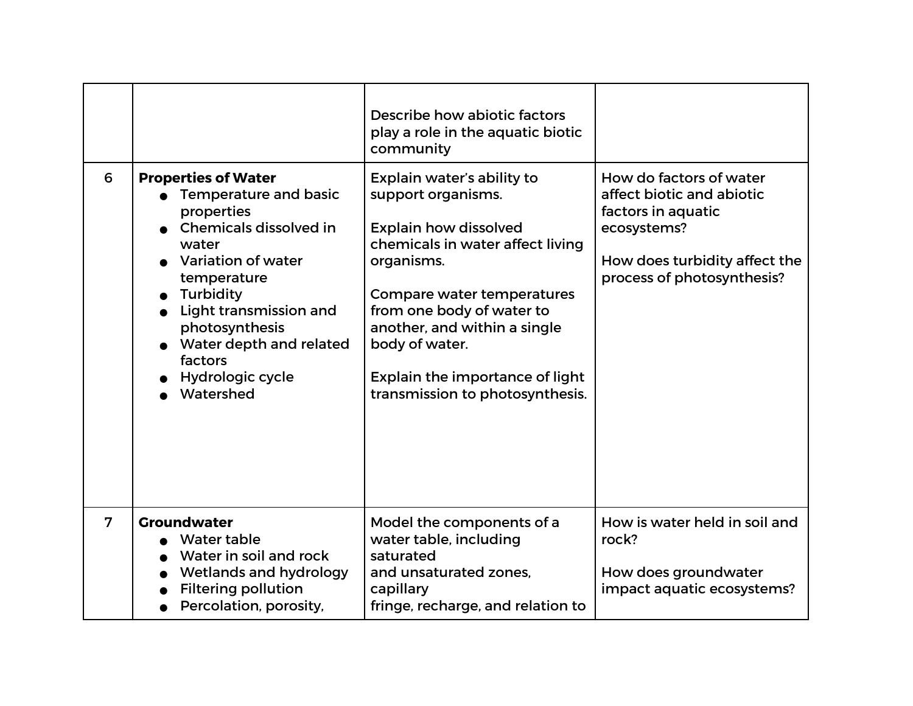| | | | |
|---|---|---|---|
| | | Describe how abiotic factors play a role in the aquatic biotic community | |
| 6 | **Properties of Water**<br>• Temperature and basic properties<br>• Chemicals dissolved in water<br>• Variation of water temperature<br>• Turbidity<br>• Light transmission and photosynthesis<br>• Water depth and related factors<br>• Hydrologic cycle<br>• Watershed | Explain water's ability to support organisms.<br><br>Explain how dissolved chemicals in water affect living organisms.<br><br>Compare water temperatures from one body of water to another, and within a single body of water.<br><br>Explain the importance of light transmission to photosynthesis. | How do factors of water affect biotic and abiotic factors in aquatic ecosystems?<br><br>How does turbidity affect the process of photosynthesis? |
| 7 | **Groundwater**<br>• Water table<br>• Water in soil and rock<br>• Wetlands and hydrology<br>• Filtering pollution<br>• Percolation, porosity, | Model the components of a water table, including saturated and unsaturated zones, capillary fringe, recharge, and relation to | How is water held in soil and rock?<br><br>How does groundwater impact aquatic ecosystems? |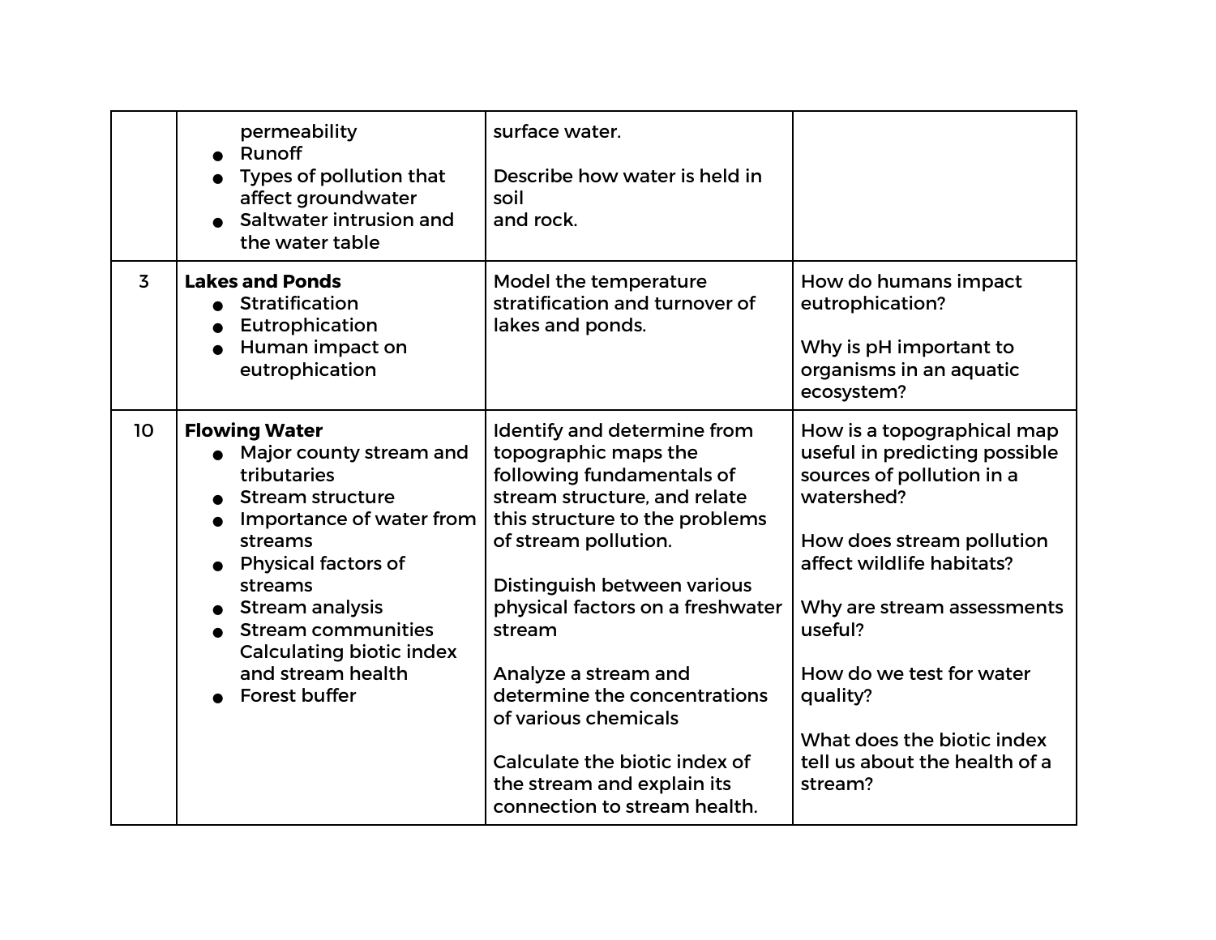| | | | |
|---|---|---|---|
| | permeability<br>● Runoff<br>● Types of pollution that affect groundwater<br>● Saltwater intrusion and the water table | surface water.<br><br>Describe how water is held in soil and rock. | |
| 3 | **Lakes and Ponds**<br>● Stratification<br>● Eutrophication<br>● Human impact on eutrophication | Model the temperature stratification and turnover of lakes and ponds. | How do humans impact eutrophication?<br><br>Why is pH important to organisms in an aquatic ecosystem? |
| 10 | **Flowing Water**<br>● Major county stream and tributaries<br>● Stream structure<br>● Importance of water from streams<br>● Physical factors of streams<br>● Stream analysis<br>● Stream communities Calculating biotic index and stream health<br>● Forest buffer | Identify and determine from topographic maps the following fundamentals of stream structure, and relate this structure to the problems of stream pollution.<br><br>Distinguish between various physical factors on a freshwater stream<br><br>Analyze a stream and determine the concentrations of various chemicals<br><br>Calculate the biotic index of the stream and explain its connection to stream health. | How is a topographical map useful in predicting possible sources of pollution in a watershed?<br><br>How does stream pollution affect wildlife habitats?<br><br>Why are stream assessments useful?<br><br>How do we test for water quality?<br><br>What does the biotic index tell us about the health of a stream? |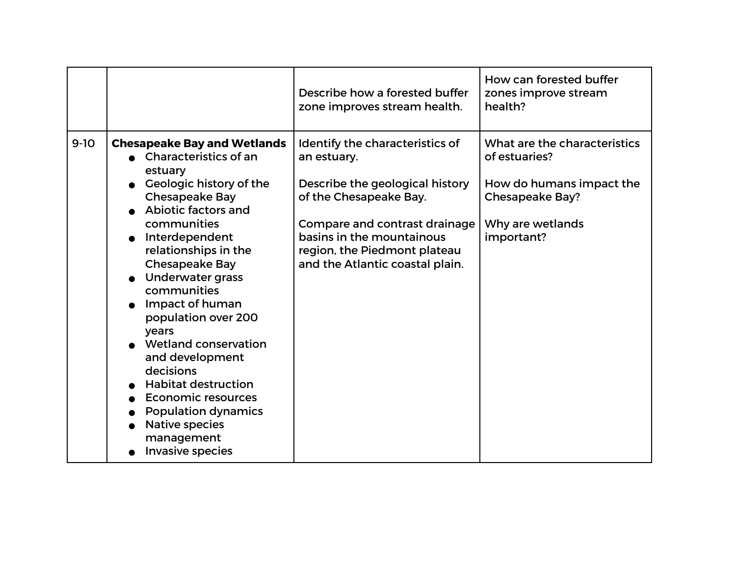| | | | |
|---|---|---|---|
| | | Describe how a forested buffer zone improves stream health. | How can forested buffer zones improve stream health? |
| 9-10 | **Chesapeake Bay and Wetlands**<br>● Characteristics of an estuary<br>● Geologic history of the Chesapeake Bay<br>● Abiotic factors and communities<br>● Interdependent relationships in the Chesapeake Bay<br>● Underwater grass communities<br>● Impact of human population over 200 years<br>● Wetland conservation and development decisions<br>● Habitat destruction<br>● Economic resources<br>● Population dynamics<br>● Native species management<br>● Invasive species | Identify the characteristics of an estuary.<br><br>Describe the geological history of the Chesapeake Bay.<br><br>Compare and contrast drainage basins in the mountainous region, the Piedmont plateau and the Atlantic coastal plain. | What are the characteristics of estuaries?<br><br>How do humans impact the Chesapeake Bay?<br><br>Why are wetlands important? |